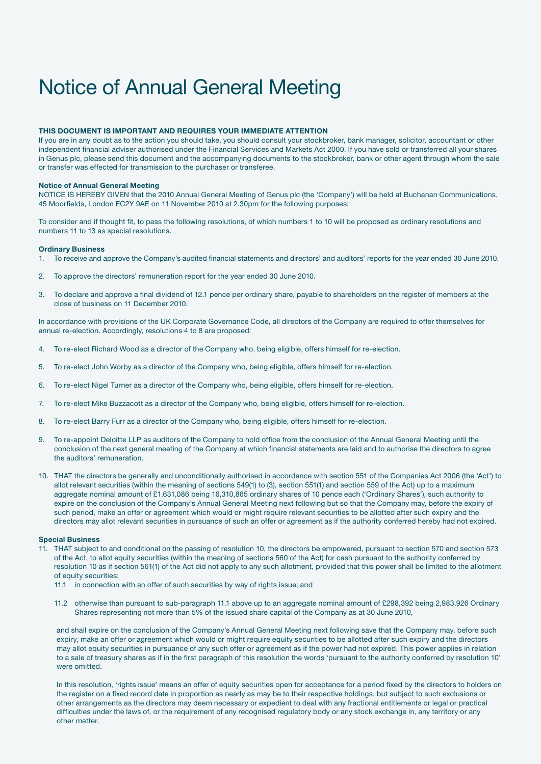# Notice of Annual General Meeting

**THIS DOCUMENT IS IMPORTANT AND REQUIRES YOUR IMMEDIATE ATTENTION**

If you are in any doubt as to the action you should take, you should consult your stockbroker, bank manager, solicitor, accountant or other independent financial adviser authorised under the Financial Services and Markets Act 2000. If you have sold or transferred all your shares in Genus plc, please send this document and the accompanying documents to the stockbroker, bank or other agent through whom the sale or transfer was effected for transmission to the purchaser or transferee.

**Notice of Annual General Meeting**

NOTICE IS HEREBY GIVEN that the 2010 Annual General Meeting of Genus plc (the 'Company') will be held at Buchanan Communications, 45 Moorfields, London EC2Y 9AE on 11 November 2010 at 2.30pm for the following purposes:

To consider and if thought fit, to pass the following resolutions, of which numbers 1 to 10 will be proposed as ordinary resolutions and numbers 11 to 13 as special resolutions.

**Ordinary Business**

1. To receive and approve the Company's audited financial statements and directors' and auditors' reports for the year ended 30 June 2010.

2. To approve the directors' remuneration report for the year ended 30 June 2010.

3. To declare and approve a final dividend of 12.1 pence per ordinary share, payable to shareholders on the register of members at the close of business on 11 December 2010.

In accordance with provisions of the UK Corporate Governance Code, all directors of the Company are required to offer themselves for annual re-election. Accordingly, resolutions 4 to 8 are proposed:

4. To re-elect Richard Wood as a director of the Company who, being eligible, offers himself for re-election.

5. To re-elect John Worby as a director of the Company who, being eligible, offers himself for re-election.

6. To re-elect Nigel Turner as a director of the Company who, being eligible, offers himself for re-election.

7. To re-elect Mike Buzzacott as a director of the Company who, being eligible, offers himself for re-election.

8. To re-elect Barry Furr as a director of the Company who, being eligible, offers himself for re-election.

9. To re-appoint Deloitte LLP as auditors of the Company to hold office from the conclusion of the Annual General Meeting until the conclusion of the next general meeting of the Company at which financial statements are laid and to authorise the directors to agree the auditors' remuneration.

10. THAT the directors be generally and unconditionally authorised in accordance with section 551 of the Companies Act 2006 (the 'Act') to allot relevant securities (within the meaning of sections 549(1) to (3), section 551(1) and section 559 of the Act) up to a maximum aggregate nominal amount of £1,631,086 being 16,310,865 ordinary shares of 10 pence each ('Ordinary Shares'), such authority to expire on the conclusion of the Company's Annual General Meeting next following but so that the Company may, before the expiry of such period, make an offer or agreement which would or might require relevant securities to be allotted after such expiry and the directors may allot relevant securities in pursuance of such an offer or agreement as if the authority conferred hereby had not expired.

**Special Business**

11. THAT subject to and conditional on the passing of resolution 10, the directors be empowered, pursuant to section 570 and section 573 of the Act, to allot equity securities (within the meaning of sections 560 of the Act) for cash pursuant to the authority conferred by resolution 10 as if section 561(1) of the Act did not apply to any such allotment, provided that this power shall be limited to the allotment of equity securities:

    11.1 in connection with an offer of such securities by way of rights issue; and

    11.2 otherwise than pursuant to sub-paragraph 11.1 above up to an aggregate nominal amount of £298,392 being 2,983,926 Ordinary Shares representing not more than 5% of the issued share capital of the Company as at 30 June 2010,

    and shall expire on the conclusion of the Company's Annual General Meeting next following save that the Company may, before such expiry, make an offer or agreement which would or might require equity securities to be allotted after such expiry and the directors may allot equity securities in pursuance of any such offer or agreement as if the power had not expired. This power applies in relation to a sale of treasury shares as if in the first paragraph of this resolution the words 'pursuant to the authority conferred by resolution 10' were omitted.

    In this resolution, 'rights issue' means an offer of equity securities open for acceptance for a period fixed by the directors to holders on the register on a fixed record date in proportion as nearly as may be to their respective holdings, but subject to such exclusions or other arrangements as the directors may deem necessary or expedient to deal with any fractional entitlements or legal or practical difficulties under the laws of, or the requirement of any recognised regulatory body or any stock exchange in, any territory or any other matter.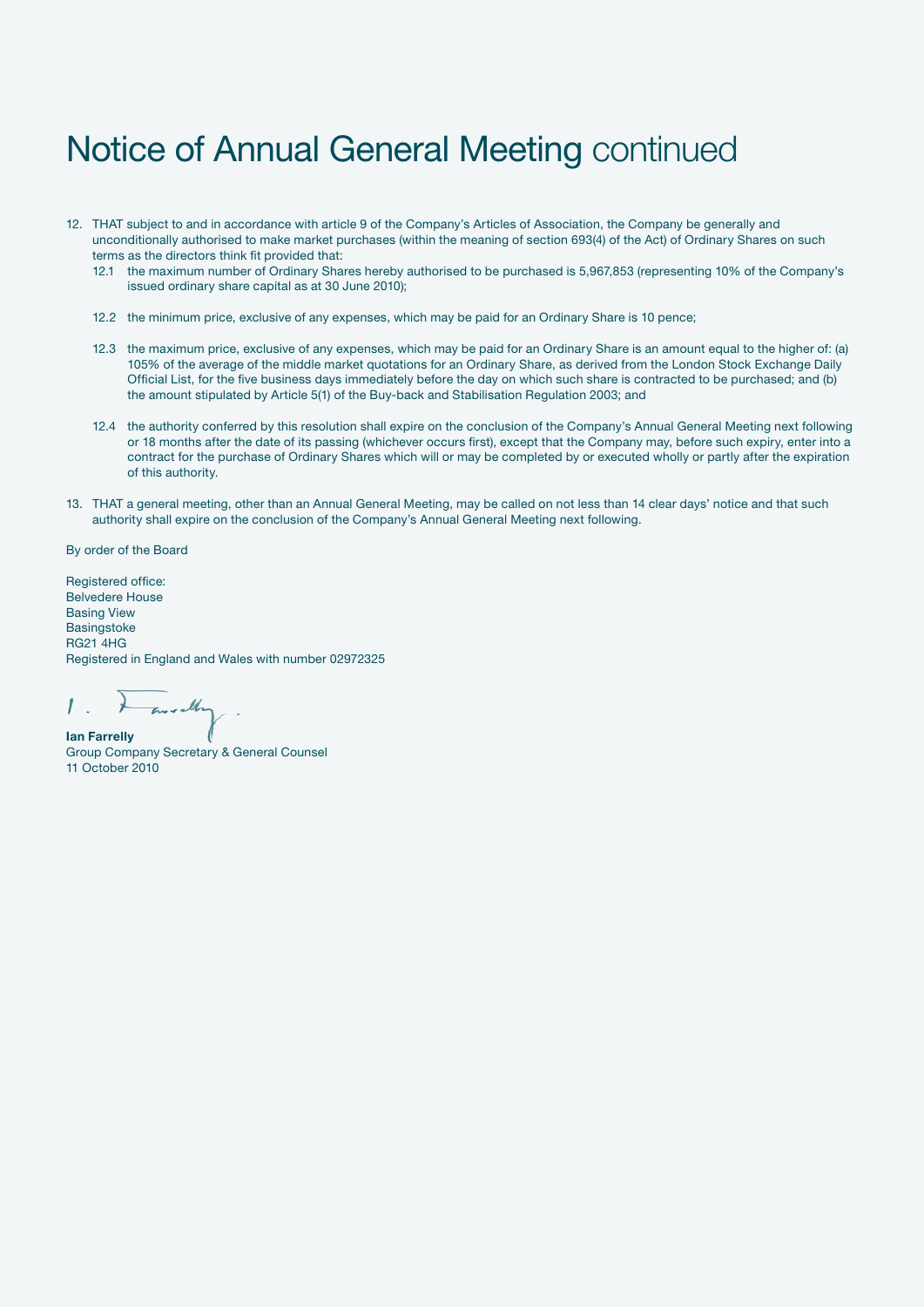# Notice of Annual General Meeting continued

12. THAT subject to and in accordance with article 9 of the Company's Articles of Association, the Company be generally and unconditionally authorised to make market purchases (within the meaning of section 693(4) of the Act) of Ordinary Shares on such terms as the directors think fit provided that:

    12.1 the maximum number of Ordinary Shares hereby authorised to be purchased is 5,967,853 (representing 10% of the Company's issued ordinary share capital as at 30 June 2010);

    12.2 the minimum price, exclusive of any expenses, which may be paid for an Ordinary Share is 10 pence;

    12.3 the maximum price, exclusive of any expenses, which may be paid for an Ordinary Share is an amount equal to the higher of: (a) 105% of the average of the middle market quotations for an Ordinary Share, as derived from the London Stock Exchange Daily Official List, for the five business days immediately before the day on which such share is contracted to be purchased; and (b) the amount stipulated by Article 5(1) of the Buy-back and Stabilisation Regulation 2003; and

    12.4 the authority conferred by this resolution shall expire on the conclusion of the Company's Annual General Meeting next following or 18 months after the date of its passing (whichever occurs first), except that the Company may, before such expiry, enter into a contract for the purchase of Ordinary Shares which will or may be completed by or executed wholly or partly after the expiration of this authority.

13. THAT a general meeting, other than an Annual General Meeting, may be called on not less than 14 clear days' notice and that such authority shall expire on the conclusion of the Company's Annual General Meeting next following.

By order of the Board

Registered office:
Belvedere House
Basing View
Basingstoke
RG21 4HG
Registered in England and Wales with number 02972325

**Ian Farrelly**
Group Company Secretary & General Counsel
11 October 2010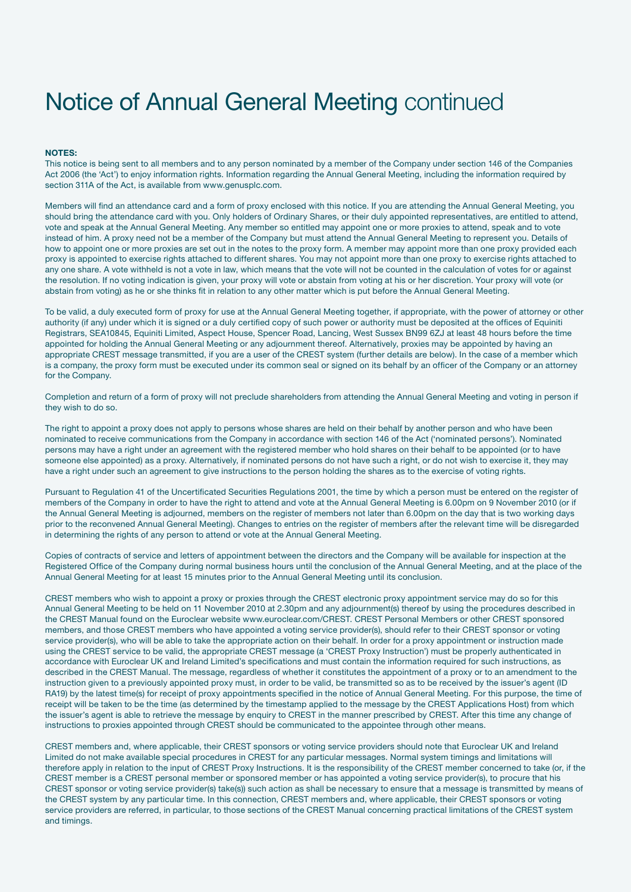# Notice of Annual General Meeting continued

**NOTES:**

This notice is being sent to all members and to any person nominated by a member of the Company under section 146 of the Companies Act 2006 (the 'Act') to enjoy information rights. Information regarding the Annual General Meeting, including the information required by section 311A of the Act, is available from www.genusplc.com.

Members will find an attendance card and a form of proxy enclosed with this notice. If you are attending the Annual General Meeting, you should bring the attendance card with you. Only holders of Ordinary Shares, or their duly appointed representatives, are entitled to attend, vote and speak at the Annual General Meeting. Any member so entitled may appoint one or more proxies to attend, speak and to vote instead of him. A proxy need not be a member of the Company but must attend the Annual General Meeting to represent you. Details of how to appoint one or more proxies are set out in the notes to the proxy form. A member may appoint more than one proxy provided each proxy is appointed to exercise rights attached to different shares. You may not appoint more than one proxy to exercise rights attached to any one share. A vote withheld is not a vote in law, which means that the vote will not be counted in the calculation of votes for or against the resolution. If no voting indication is given, your proxy will vote or abstain from voting at his or her discretion. Your proxy will vote (or abstain from voting) as he or she thinks fit in relation to any other matter which is put before the Annual General Meeting.

To be valid, a duly executed form of proxy for use at the Annual General Meeting together, if appropriate, with the power of attorney or other authority (if any) under which it is signed or a duly certified copy of such power or authority must be deposited at the offices of Equiniti Registrars, SEA10845, Equiniti Limited, Aspect House, Spencer Road, Lancing, West Sussex BN99 6ZJ at least 48 hours before the time appointed for holding the Annual General Meeting or any adjournment thereof. Alternatively, proxies may be appointed by having an appropriate CREST message transmitted, if you are a user of the CREST system (further details are below). In the case of a member which is a company, the proxy form must be executed under its common seal or signed on its behalf by an officer of the Company or an attorney for the Company.

Completion and return of a form of proxy will not preclude shareholders from attending the Annual General Meeting and voting in person if they wish to do so.

The right to appoint a proxy does not apply to persons whose shares are held on their behalf by another person and who have been nominated to receive communications from the Company in accordance with section 146 of the Act ('nominated persons'). Nominated persons may have a right under an agreement with the registered member who hold shares on their behalf to be appointed (or to have someone else appointed) as a proxy. Alternatively, if nominated persons do not have such a right, or do not wish to exercise it, they may have a right under such an agreement to give instructions to the person holding the shares as to the exercise of voting rights.

Pursuant to Regulation 41 of the Uncertificated Securities Regulations 2001, the time by which a person must be entered on the register of members of the Company in order to have the right to attend and vote at the Annual General Meeting is 6.00pm on 9 November 2010 (or if the Annual General Meeting is adjourned, members on the register of members not later than 6.00pm on the day that is two working days prior to the reconvened Annual General Meeting). Changes to entries on the register of members after the relevant time will be disregarded in determining the rights of any person to attend or vote at the Annual General Meeting.

Copies of contracts of service and letters of appointment between the directors and the Company will be available for inspection at the Registered Office of the Company during normal business hours until the conclusion of the Annual General Meeting, and at the place of the Annual General Meeting for at least 15 minutes prior to the Annual General Meeting until its conclusion.

CREST members who wish to appoint a proxy or proxies through the CREST electronic proxy appointment service may do so for this Annual General Meeting to be held on 11 November 2010 at 2.30pm and any adjournment(s) thereof by using the procedures described in the CREST Manual found on the Euroclear website www.euroclear.com/CREST. CREST Personal Members or other CREST sponsored members, and those CREST members who have appointed a voting service provider(s), should refer to their CREST sponsor or voting service provider(s), who will be able to take the appropriate action on their behalf. In order for a proxy appointment or instruction made using the CREST service to be valid, the appropriate CREST message (a 'CREST Proxy Instruction') must be properly authenticated in accordance with Euroclear UK and Ireland Limited's specifications and must contain the information required for such instructions, as described in the CREST Manual. The message, regardless of whether it constitutes the appointment of a proxy or to an amendment to the instruction given to a previously appointed proxy must, in order to be valid, be transmitted so as to be received by the issuer's agent (ID RA19) by the latest time(s) for receipt of proxy appointments specified in the notice of Annual General Meeting. For this purpose, the time of receipt will be taken to be the time (as determined by the timestamp applied to the message by the CREST Applications Host) from which the issuer's agent is able to retrieve the message by enquiry to CREST in the manner prescribed by CREST. After this time any change of instructions to proxies appointed through CREST should be communicated to the appointee through other means.

CREST members and, where applicable, their CREST sponsors or voting service providers should note that Euroclear UK and Ireland Limited do not make available special procedures in CREST for any particular messages. Normal system timings and limitations will therefore apply in relation to the input of CREST Proxy Instructions. It is the responsibility of the CREST member concerned to take (or, if the CREST member is a CREST personal member or sponsored member or has appointed a voting service provider(s), to procure that his CREST sponsor or voting service provider(s) take(s)) such action as shall be necessary to ensure that a message is transmitted by means of the CREST system by any particular time. In this connection, CREST members and, where applicable, their CREST sponsors or voting service providers are referred, in particular, to those sections of the CREST Manual concerning practical limitations of the CREST system and timings.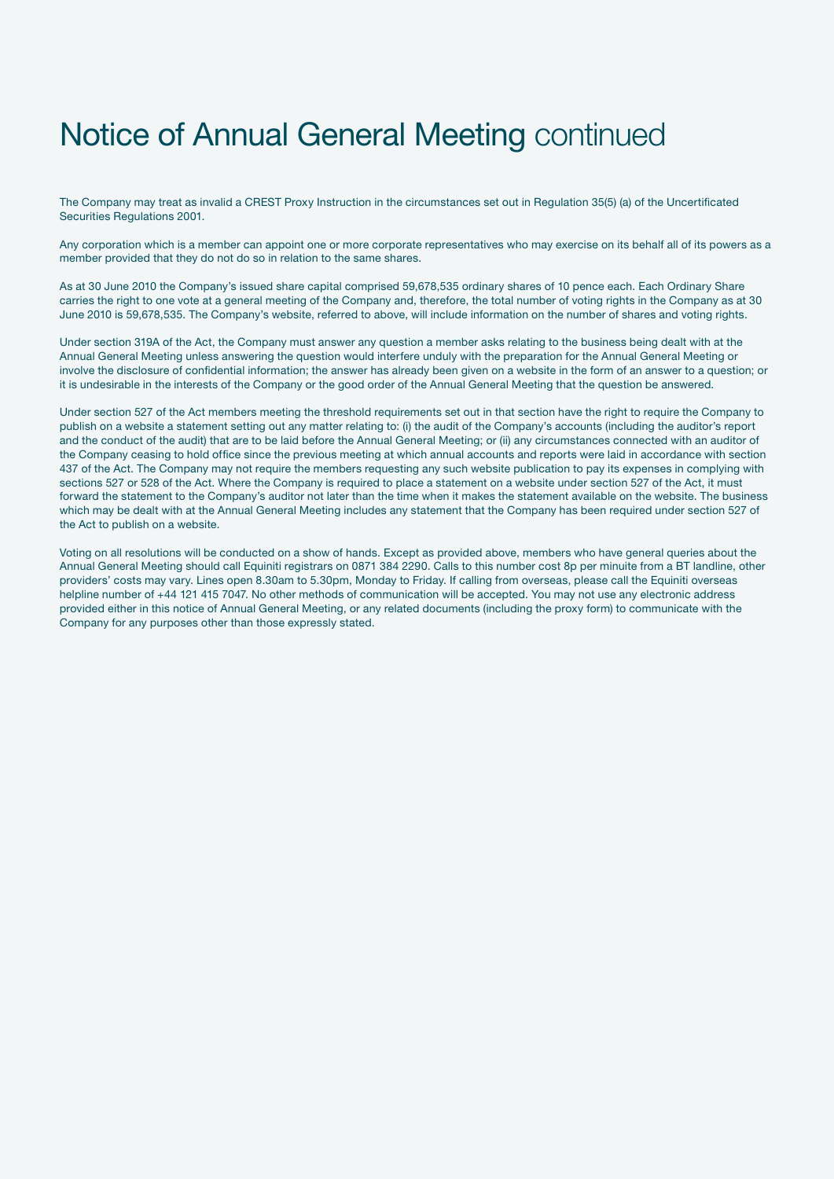# Notice of Annual General Meeting continued

The Company may treat as invalid a CREST Proxy Instruction in the circumstances set out in Regulation 35(5) (a) of the Uncertificated Securities Regulations 2001.

Any corporation which is a member can appoint one or more corporate representatives who may exercise on its behalf all of its powers as a member provided that they do not do so in relation to the same shares.

As at 30 June 2010 the Company's issued share capital comprised 59,678,535 ordinary shares of 10 pence each. Each Ordinary Share carries the right to one vote at a general meeting of the Company and, therefore, the total number of voting rights in the Company as at 30 June 2010 is 59,678,535. The Company's website, referred to above, will include information on the number of shares and voting rights.

Under section 319A of the Act, the Company must answer any question a member asks relating to the business being dealt with at the Annual General Meeting unless answering the question would interfere unduly with the preparation for the Annual General Meeting or involve the disclosure of confidential information; the answer has already been given on a website in the form of an answer to a question; or it is undesirable in the interests of the Company or the good order of the Annual General Meeting that the question be answered.

Under section 527 of the Act members meeting the threshold requirements set out in that section have the right to require the Company to publish on a website a statement setting out any matter relating to: (i) the audit of the Company's accounts (including the auditor's report and the conduct of the audit) that are to be laid before the Annual General Meeting; or (ii) any circumstances connected with an auditor of the Company ceasing to hold office since the previous meeting at which annual accounts and reports were laid in accordance with section 437 of the Act. The Company may not require the members requesting any such website publication to pay its expenses in complying with sections 527 or 528 of the Act. Where the Company is required to place a statement on a website under section 527 of the Act, it must forward the statement to the Company's auditor not later than the time when it makes the statement available on the website. The business which may be dealt with at the Annual General Meeting includes any statement that the Company has been required under section 527 of the Act to publish on a website.

Voting on all resolutions will be conducted on a show of hands. Except as provided above, members who have general queries about the Annual General Meeting should call Equiniti registrars on 0871 384 2290. Calls to this number cost 8p per minuite from a BT landline, other providers' costs may vary. Lines open 8.30am to 5.30pm, Monday to Friday. If calling from overseas, please call the Equiniti overseas helpline number of +44 121 415 7047. No other methods of communication will be accepted. You may not use any electronic address provided either in this notice of Annual General Meeting, or any related documents (including the proxy form) to communicate with the Company for any purposes other than those expressly stated.